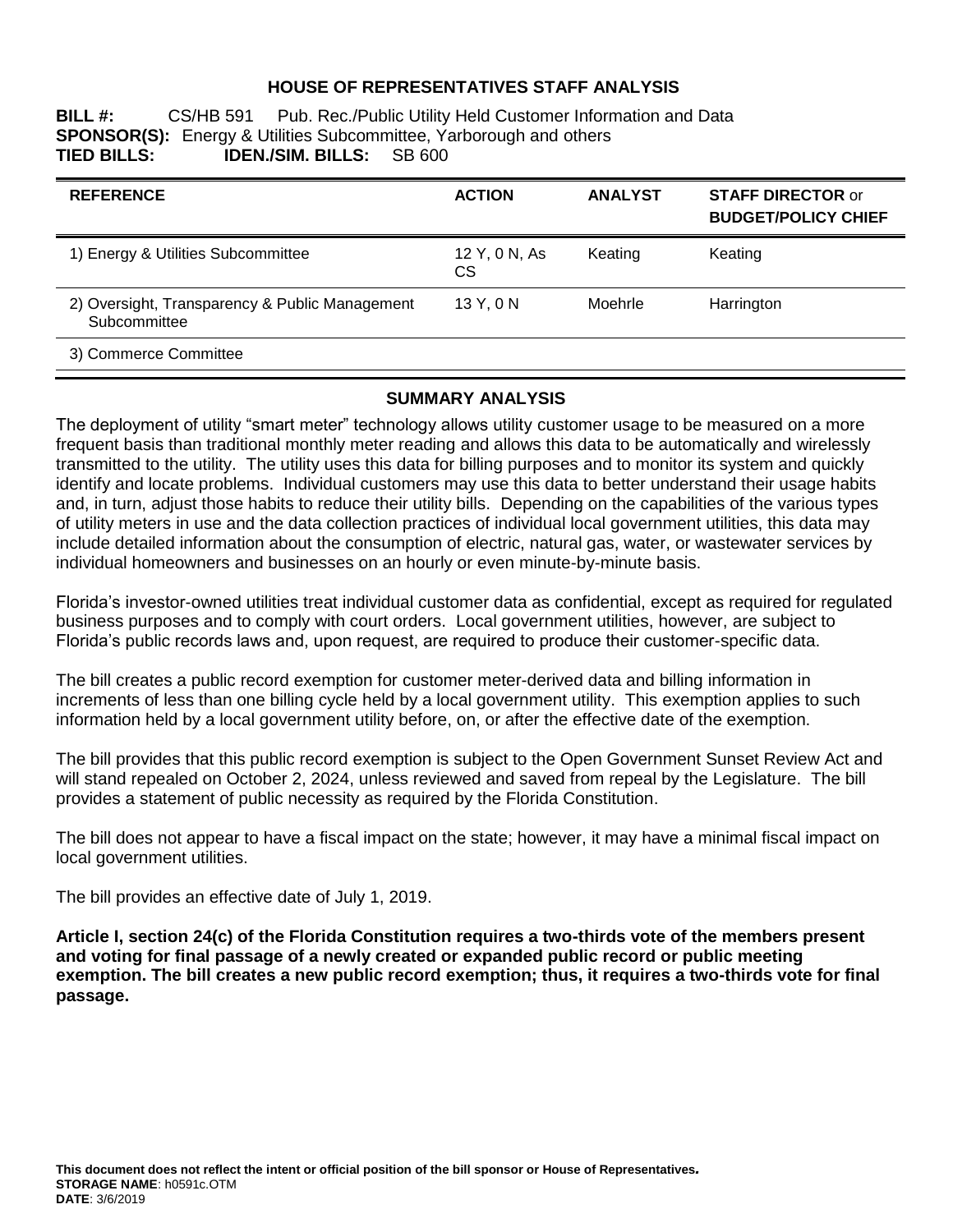# HOUSE OF REPRESENTATIVES STAFF ANALYSIS

**BILL #:** CS/HB 591 Pub. Rec./Public Utility Held Customer Information and Data
**SPONSOR(S):** Energy & Utilities Subcommittee, Yarborough and others
**TIED BILLS:** **IDEN./SIM. BILLS:** SB 600

| REFERENCE | ACTION | ANALYST | STAFF DIRECTOR or BUDGET/POLICY CHIEF |
|---|---|---|---|
| 1) Energy & Utilities Subcommittee | 12 Y, 0 N, As CS | Keating | Keating |
| 2) Oversight, Transparency & Public Management Subcommittee | 13 Y, 0 N | Moehrle | Harrington |
| 3) Commerce Committee | | | |

## SUMMARY ANALYSIS

The deployment of utility "smart meter" technology allows utility customer usage to be measured on a more frequent basis than traditional monthly meter reading and allows this data to be automatically and wirelessly transmitted to the utility. The utility uses this data for billing purposes and to monitor its system and quickly identify and locate problems. Individual customers may use this data to better understand their usage habits and, in turn, adjust those habits to reduce their utility bills. Depending on the capabilities of the various types of utility meters in use and the data collection practices of individual local government utilities, this data may include detailed information about the consumption of electric, natural gas, water, or wastewater services by individual homeowners and businesses on an hourly or even minute-by-minute basis.

Florida's investor-owned utilities treat individual customer data as confidential, except as required for regulated business purposes and to comply with court orders. Local government utilities, however, are subject to Florida's public records laws and, upon request, are required to produce their customer-specific data.

The bill creates a public record exemption for customer meter-derived data and billing information in increments of less than one billing cycle held by a local government utility. This exemption applies to such information held by a local government utility before, on, or after the effective date of the exemption.

The bill provides that this public record exemption is subject to the Open Government Sunset Review Act and will stand repealed on October 2, 2024, unless reviewed and saved from repeal by the Legislature. The bill provides a statement of public necessity as required by the Florida Constitution.

The bill does not appear to have a fiscal impact on the state; however, it may have a minimal fiscal impact on local government utilities.

The bill provides an effective date of July 1, 2019.

**Article I, section 24(c) of the Florida Constitution requires a two-thirds vote of the members present and voting for final passage of a newly created or expanded public record or public meeting exemption. The bill creates a new public record exemption; thus, it requires a two-thirds vote for final passage.**

**This document does not reflect the intent or official position of the bill sponsor or House of Representatives.**
**STORAGE NAME**: h0591c.OTM
**DATE**: 3/6/2019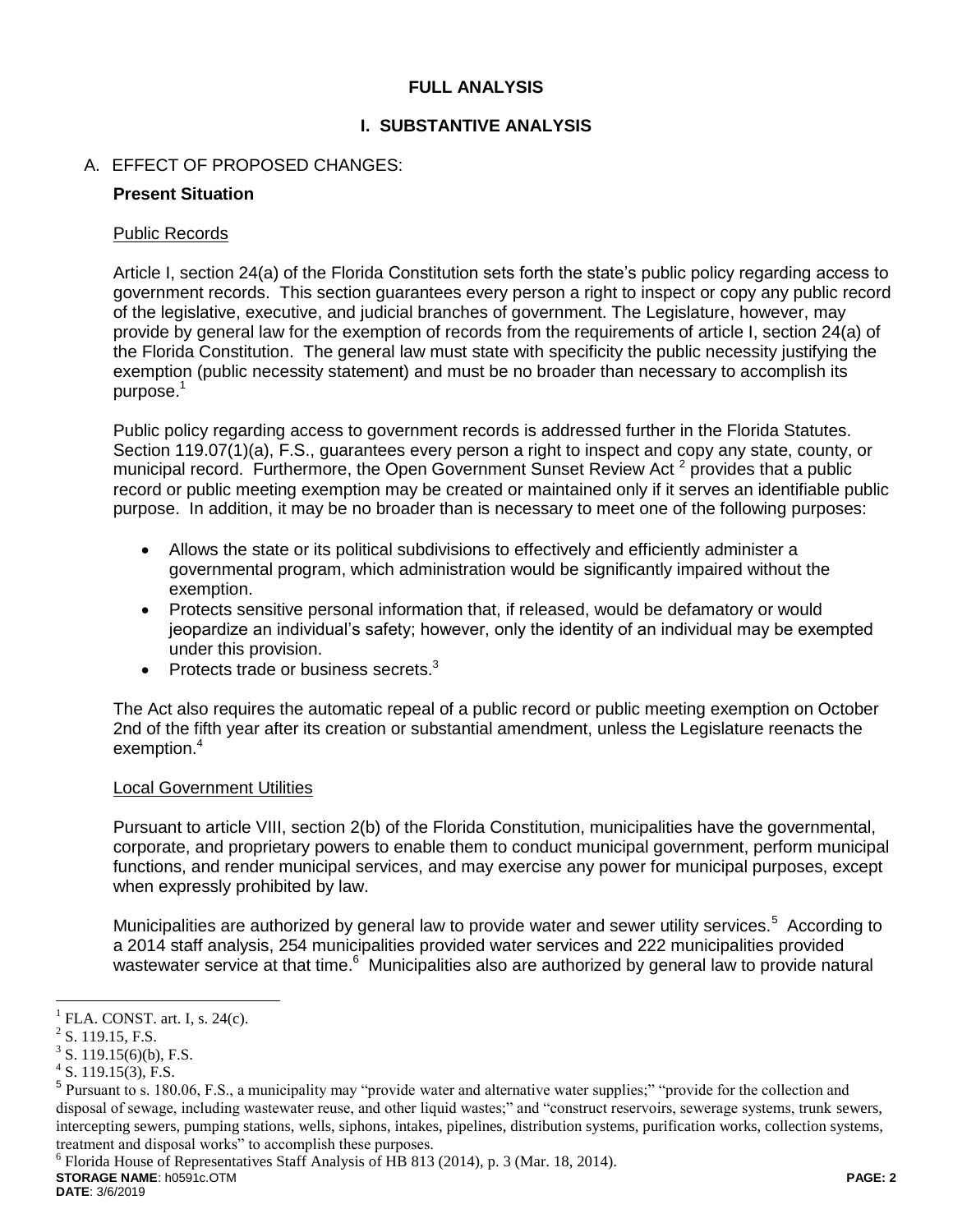## FULL ANALYSIS

## I. SUBSTANTIVE ANALYSIS

### A. EFFECT OF PROPOSED CHANGES:

**Present Situation**

Public Records

Article I, section 24(a) of the Florida Constitution sets forth the state's public policy regarding access to government records. This section guarantees every person a right to inspect or copy any public record of the legislative, executive, and judicial branches of government. The Legislature, however, may provide by general law for the exemption of records from the requirements of article I, section 24(a) of the Florida Constitution. The general law must state with specificity the public necessity justifying the exemption (public necessity statement) and must be no broader than necessary to accomplish its purpose.[1]

Public policy regarding access to government records is addressed further in the Florida Statutes. Section 119.07(1)(a), F.S., guarantees every person a right to inspect and copy any state, county, or municipal record. Furthermore, the Open Government Sunset Review Act [2] provides that a public record or public meeting exemption may be created or maintained only if it serves an identifiable public purpose. In addition, it may be no broader than is necessary to meet one of the following purposes:

- Allows the state or its political subdivisions to effectively and efficiently administer a governmental program, which administration would be significantly impaired without the exemption.
- Protects sensitive personal information that, if released, would be defamatory or would jeopardize an individual's safety; however, only the identity of an individual may be exempted under this provision.
- Protects trade or business secrets.[3]

The Act also requires the automatic repeal of a public record or public meeting exemption on October 2nd of the fifth year after its creation or substantial amendment, unless the Legislature reenacts the exemption.[4]

Local Government Utilities

Pursuant to article VIII, section 2(b) of the Florida Constitution, municipalities have the governmental, corporate, and proprietary powers to enable them to conduct municipal government, perform municipal functions, and render municipal services, and may exercise any power for municipal purposes, except when expressly prohibited by law.

Municipalities are authorized by general law to provide water and sewer utility services.[5] According to a 2014 staff analysis, 254 municipalities provided water services and 222 municipalities provided wastewater service at that time.[6] Municipalities also are authorized by general law to provide natural

---

[1] FLA. CONST. art. I, s. 24(c).

[2] S. 119.15, F.S.

[3] S. 119.15(6)(b), F.S.

[4] S. 119.15(3), F.S.

[5] Pursuant to s. 180.06, F.S., a municipality may "provide water and alternative water supplies;" "provide for the collection and disposal of sewage, including wastewater reuse, and other liquid wastes;" and "construct reservoirs, sewerage systems, trunk sewers, intercepting sewers, pumping stations, wells, siphons, intakes, pipelines, distribution systems, purification works, collection systems, treatment and disposal works" to accomplish these purposes.

[6] Florida House of Representatives Staff Analysis of HB 813 (2014), p. 3 (Mar. 18, 2014).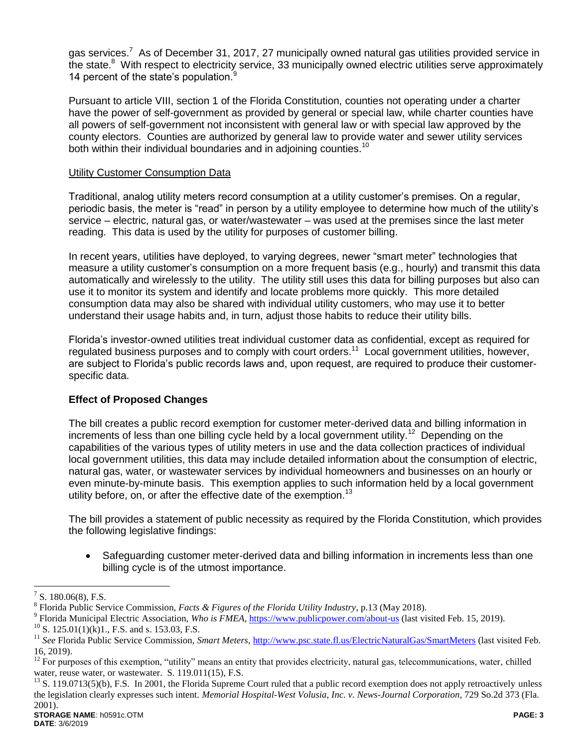gas services.[7] As of December 31, 2017, 27 municipally owned natural gas utilities provided service in the state.[8] With respect to electricity service, 33 municipally owned electric utilities serve approximately 14 percent of the state's population.[9]

Pursuant to article VIII, section 1 of the Florida Constitution, counties not operating under a charter have the power of self-government as provided by general or special law, while charter counties have all powers of self-government not inconsistent with general law or with special law approved by the county electors. Counties are authorized by general law to provide water and sewer utility services both within their individual boundaries and in adjoining counties.[10]

Utility Customer Consumption Data

Traditional, analog utility meters record consumption at a utility customer's premises. On a regular, periodic basis, the meter is "read" in person by a utility employee to determine how much of the utility's service – electric, natural gas, or water/wastewater – was used at the premises since the last meter reading. This data is used by the utility for purposes of customer billing.

In recent years, utilities have deployed, to varying degrees, newer "smart meter" technologies that measure a utility customer's consumption on a more frequent basis (e.g., hourly) and transmit this data automatically and wirelessly to the utility. The utility still uses this data for billing purposes but also can use it to monitor its system and identify and locate problems more quickly. This more detailed consumption data may also be shared with individual utility customers, who may use it to better understand their usage habits and, in turn, adjust those habits to reduce their utility bills.

Florida's investor-owned utilities treat individual customer data as confidential, except as required for regulated business purposes and to comply with court orders.[11] Local government utilities, however, are subject to Florida's public records laws and, upon request, are required to produce their customer-specific data.

### Effect of Proposed Changes

The bill creates a public record exemption for customer meter-derived data and billing information in increments of less than one billing cycle held by a local government utility.[12] Depending on the capabilities of the various types of utility meters in use and the data collection practices of individual local government utilities, this data may include detailed information about the consumption of electric, natural gas, water, or wastewater services by individual homeowners and businesses on an hourly or even minute-by-minute basis. This exemption applies to such information held by a local government utility before, on, or after the effective date of the exemption.[13]

The bill provides a statement of public necessity as required by the Florida Constitution, which provides the following legislative findings:

- Safeguarding customer meter-derived data and billing information in increments less than one billing cycle is of the utmost importance.

---

[7] S. 180.06(8), F.S.

[8] Florida Public Service Commission, *Facts & Figures of the Florida Utility Industry*, p.13 (May 2018).

[9] Florida Municipal Electric Association, *Who is FMEA*, https://www.publicpower.com/about-us (last visited Feb. 15, 2019).

[10] S. 125.01(1)(k)1., F.S. and s. 153.03, F.S.

[11] *See* Florida Public Service Commission, *Smart Meters*, http://www.psc.state.fl.us/ElectricNaturalGas/SmartMeters (last visited Feb. 16, 2019).

[12] For purposes of this exemption, "utility" means an entity that provides electricity, natural gas, telecommunications, water, chilled water, reuse water, or wastewater. S. 119.011(15), F.S.

[13] S. 119.0713(5)(b), F.S. In 2001, the Florida Supreme Court ruled that a public record exemption does not apply retroactively unless the legislation clearly expresses such intent. *Memorial Hospital-West Volusia, Inc. v. News-Journal Corporation*, 729 So.2d 373 (Fla. 2001).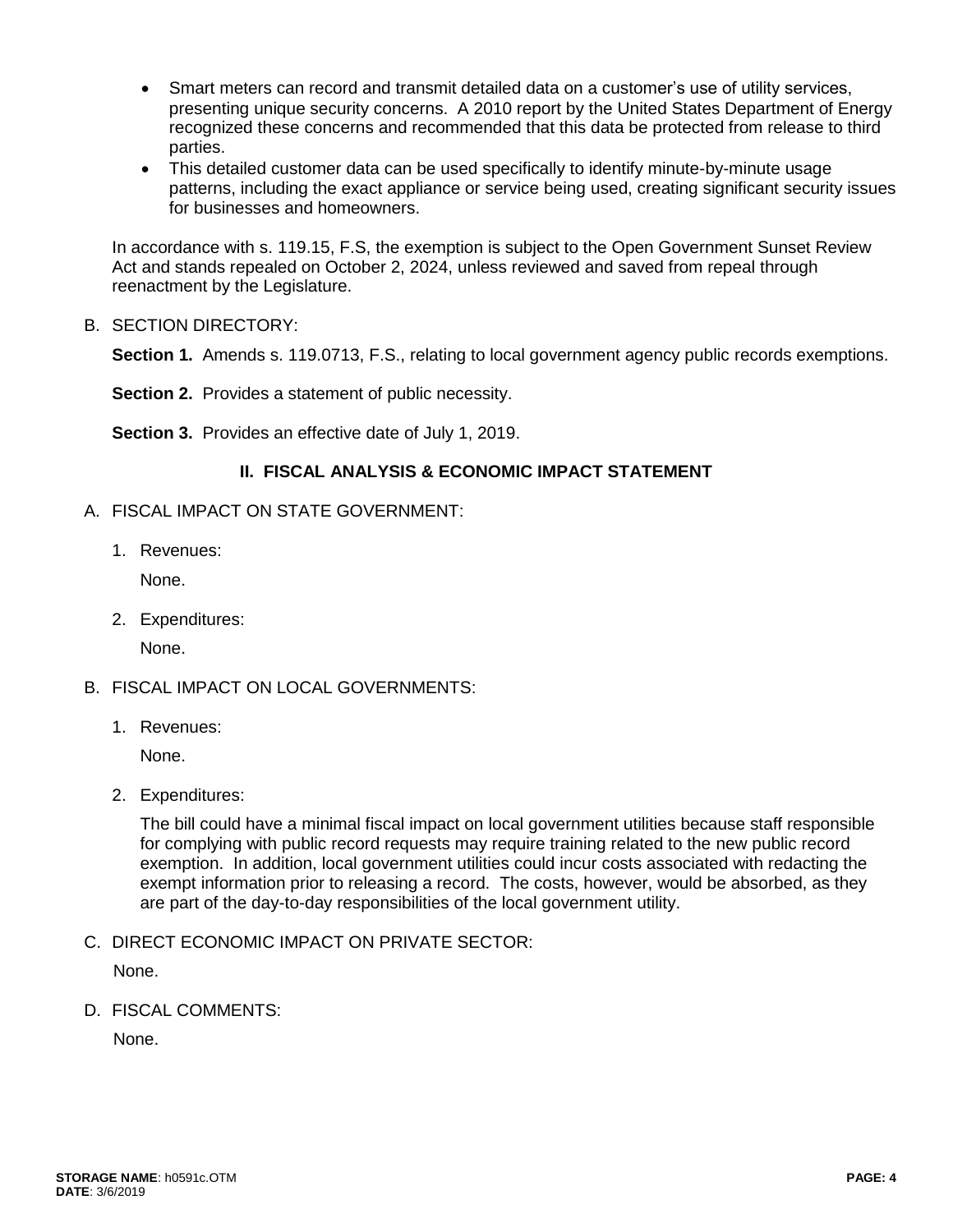- Smart meters can record and transmit detailed data on a customer's use of utility services, presenting unique security concerns. A 2010 report by the United States Department of Energy recognized these concerns and recommended that this data be protected from release to third parties.
- This detailed customer data can be used specifically to identify minute-by-minute usage patterns, including the exact appliance or service being used, creating significant security issues for businesses and homeowners.

In accordance with s. 119.15, F.S, the exemption is subject to the Open Government Sunset Review Act and stands repealed on October 2, 2024, unless reviewed and saved from repeal through reenactment by the Legislature.

B. SECTION DIRECTORY:

**Section 1.** Amends s. 119.0713, F.S., relating to local government agency public records exemptions.

**Section 2.** Provides a statement of public necessity.

**Section 3.** Provides an effective date of July 1, 2019.

## II. FISCAL ANALYSIS & ECONOMIC IMPACT STATEMENT

A. FISCAL IMPACT ON STATE GOVERNMENT:

1. Revenues:

   None.

2. Expenditures:

   None.

B. FISCAL IMPACT ON LOCAL GOVERNMENTS:

1. Revenues:

   None.

2. Expenditures:

   The bill could have a minimal fiscal impact on local government utilities because staff responsible for complying with public record requests may require training related to the new public record exemption. In addition, local government utilities could incur costs associated with redacting the exempt information prior to releasing a record. The costs, however, would be absorbed, as they are part of the day-to-day responsibilities of the local government utility.

C. DIRECT ECONOMIC IMPACT ON PRIVATE SECTOR:

None.

D. FISCAL COMMENTS:

None.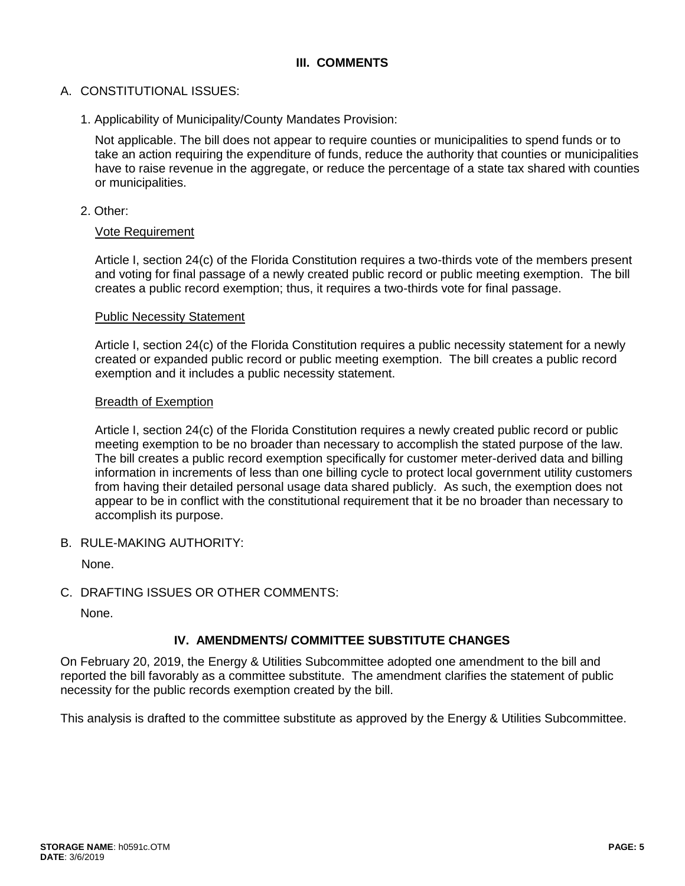## III. COMMENTS

A. CONSTITUTIONAL ISSUES:

1. Applicability of Municipality/County Mandates Provision:

   Not applicable. The bill does not appear to require counties or municipalities to spend funds or to take an action requiring the expenditure of funds, reduce the authority that counties or municipalities have to raise revenue in the aggregate, or reduce the percentage of a state tax shared with counties or municipalities.

2. Other:

   Vote Requirement

   Article I, section 24(c) of the Florida Constitution requires a two-thirds vote of the members present and voting for final passage of a newly created public record or public meeting exemption. The bill creates a public record exemption; thus, it requires a two-thirds vote for final passage.

   Public Necessity Statement

   Article I, section 24(c) of the Florida Constitution requires a public necessity statement for a newly created or expanded public record or public meeting exemption. The bill creates a public record exemption and it includes a public necessity statement.

   Breadth of Exemption

   Article I, section 24(c) of the Florida Constitution requires a newly created public record or public meeting exemption to be no broader than necessary to accomplish the stated purpose of the law. The bill creates a public record exemption specifically for customer meter-derived data and billing information in increments of less than one billing cycle to protect local government utility customers from having their detailed personal usage data shared publicly. As such, the exemption does not appear to be in conflict with the constitutional requirement that it be no broader than necessary to accomplish its purpose.

B. RULE-MAKING AUTHORITY:

   None.

C. DRAFTING ISSUES OR OTHER COMMENTS:

   None.

## IV. AMENDMENTS/ COMMITTEE SUBSTITUTE CHANGES

On February 20, 2019, the Energy & Utilities Subcommittee adopted one amendment to the bill and reported the bill favorably as a committee substitute. The amendment clarifies the statement of public necessity for the public records exemption created by the bill.

This analysis is drafted to the committee substitute as approved by the Energy & Utilities Subcommittee.